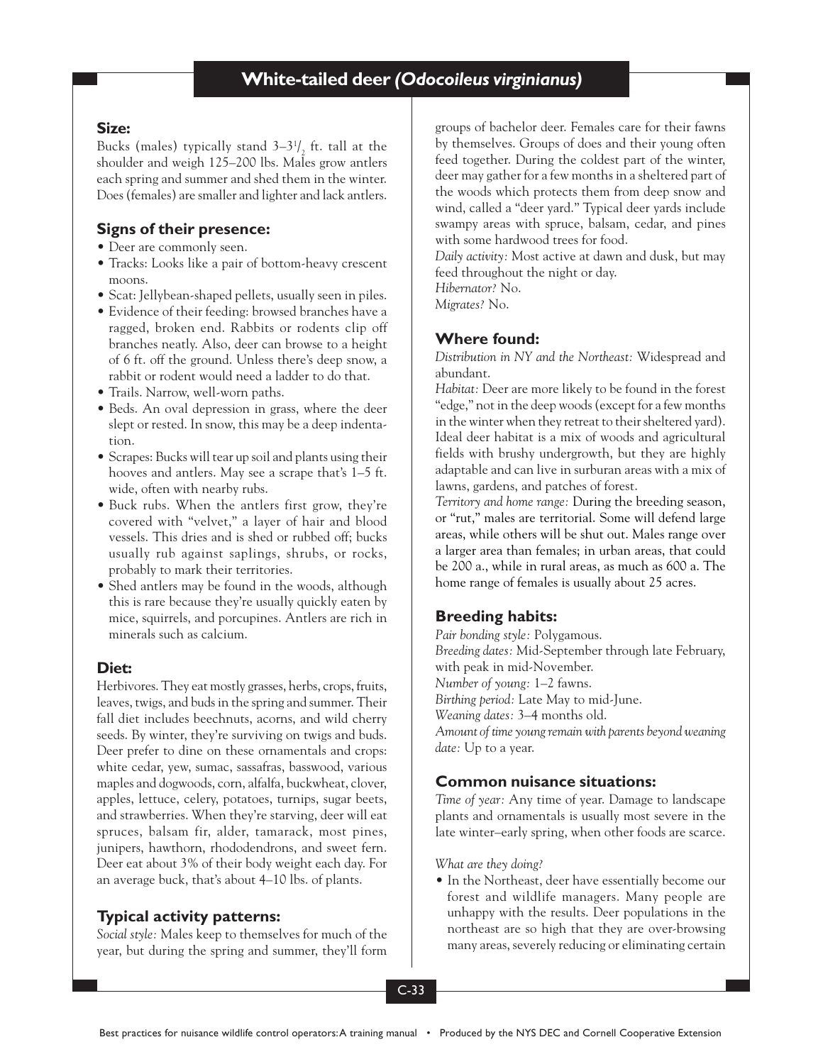# White-tailed deer *(Odocoileus virginianus)*

## Size:

Bucks (males) typically stand 3–3½ ft. tall at the shoulder and weigh 125–200 lbs. Males grow antlers each spring and summer and shed them in the winter. Does (females) are smaller and lighter and lack antlers.

## Signs of their presence:

- Deer are commonly seen.
- Tracks: Looks like a pair of bottom-heavy crescent moons.
- Scat: Jellybean-shaped pellets, usually seen in piles.
- Evidence of their feeding: browsed branches have a ragged, broken end. Rabbits or rodents clip off branches neatly. Also, deer can browse to a height of 6 ft. off the ground. Unless there's deep snow, a rabbit or rodent would need a ladder to do that.
- Trails. Narrow, well-worn paths.
- Beds. An oval depression in grass, where the deer slept or rested. In snow, this may be a deep indentation.
- Scrapes: Bucks will tear up soil and plants using their hooves and antlers. May see a scrape that's 1–5 ft. wide, often with nearby rubs.
- Buck rubs. When the antlers first grow, they're covered with "velvet," a layer of hair and blood vessels. This dries and is shed or rubbed off; bucks usually rub against saplings, shrubs, or rocks, probably to mark their territories.
- Shed antlers may be found in the woods, although this is rare because they're usually quickly eaten by mice, squirrels, and porcupines. Antlers are rich in minerals such as calcium.

## Diet:

Herbivores. They eat mostly grasses, herbs, crops, fruits, leaves, twigs, and buds in the spring and summer. Their fall diet includes beechnuts, acorns, and wild cherry seeds. By winter, they're surviving on twigs and buds. Deer prefer to dine on these ornamentals and crops: white cedar, yew, sumac, sassafras, basswood, various maples and dogwoods, corn, alfalfa, buckwheat, clover, apples, lettuce, celery, potatoes, turnips, sugar beets, and strawberries. When they're starving, deer will eat spruces, balsam fir, alder, tamarack, most pines, junipers, hawthorn, rhododendrons, and sweet fern. Deer eat about 3% of their body weight each day. For an average buck, that's about 4–10 lbs. of plants.

## Typical activity patterns:

*Social style:* Males keep to themselves for much of the year, but during the spring and summer, they'll form groups of bachelor deer. Females care for their fawns by themselves. Groups of does and their young often feed together. During the coldest part of the winter, deer may gather for a few months in a sheltered part of the woods which protects them from deep snow and wind, called a "deer yard." Typical deer yards include swampy areas with spruce, balsam, cedar, and pines with some hardwood trees for food.

*Daily activity:* Most active at dawn and dusk, but may feed throughout the night or day.

*Hibernator?* No.

*Migrates?* No.

## Where found:

*Distribution in NY and the Northeast:* Widespread and abundant.

*Habitat:* Deer are more likely to be found in the forest "edge," not in the deep woods (except for a few months in the winter when they retreat to their sheltered yard). Ideal deer habitat is a mix of woods and agricultural fields with brushy undergrowth, but they are highly adaptable and can live in surburan areas with a mix of lawns, gardens, and patches of forest.

*Territory and home range:* During the breeding season, or "rut," males are territorial. Some will defend large areas, while others will be shut out. Males range over a larger area than females; in urban areas, that could be 200 a., while in rural areas, as much as 600 a. The home range of females is usually about 25 acres.

## Breeding habits:

*Pair bonding style:* Polygamous.

*Breeding dates:* Mid-September through late February, with peak in mid-November.

*Number of young:* 1–2 fawns.

*Birthing period:* Late May to mid-June.

*Weaning dates:* 3–4 months old.

*Amount of time young remain with parents beyond weaning date:* Up to a year.

## Common nuisance situations:

*Time of year:* Any time of year. Damage to landscape plants and ornamentals is usually most severe in the late winter–early spring, when other foods are scarce.

*What are they doing?*

- In the Northeast, deer have essentially become our forest and wildlife managers. Many people are unhappy with the results. Deer populations in the northeast are so high that they are over-browsing many areas, severely reducing or eliminating certain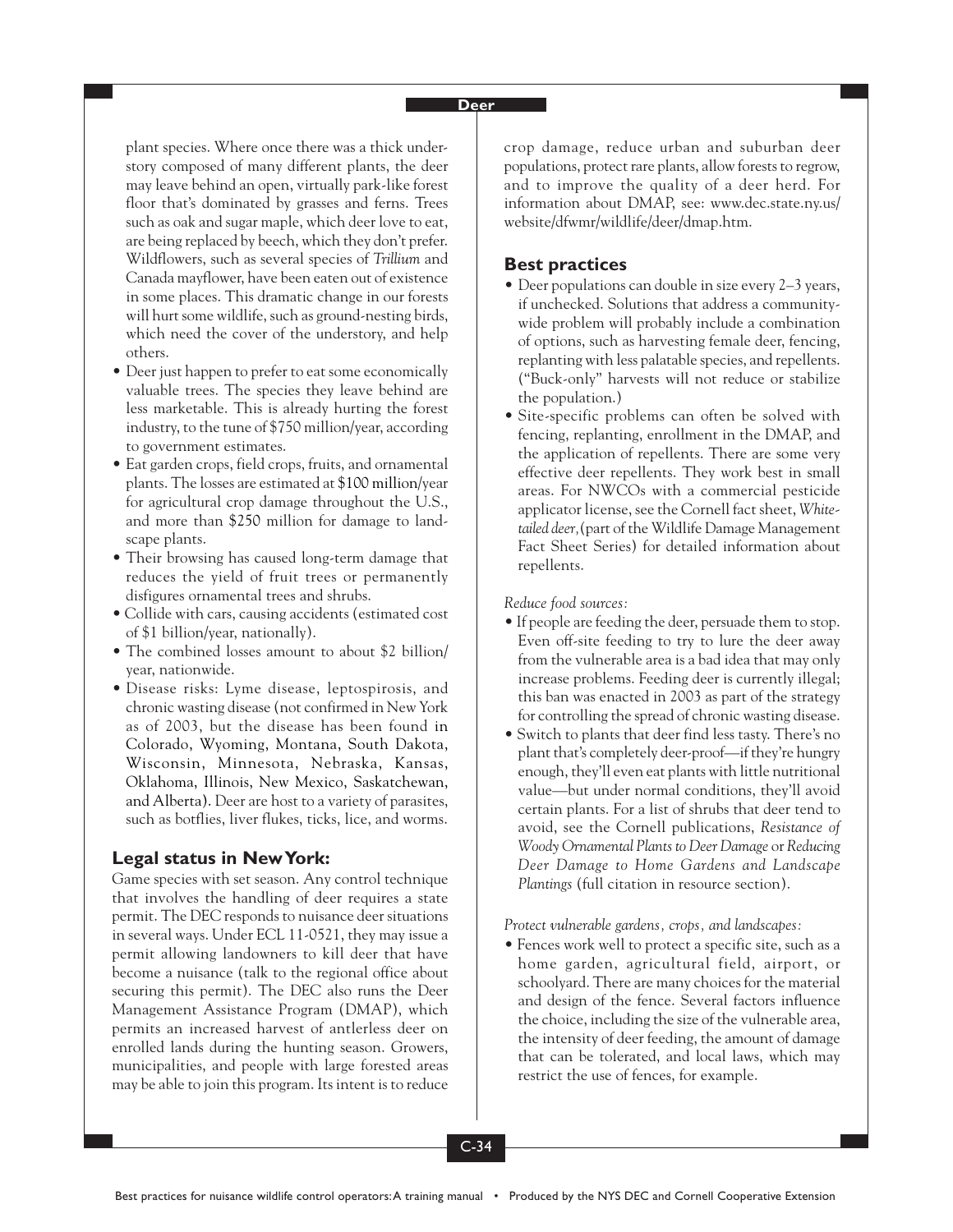plant species. Where once there was a thick understory composed of many different plants, the deer may leave behind an open, virtually park-like forest floor that's dominated by grasses and ferns. Trees such as oak and sugar maple, which deer love to eat, are being replaced by beech, which they don't prefer. Wildflowers, such as several species of *Trillium* and Canada mayflower, have been eaten out of existence in some places. This dramatic change in our forests will hurt some wildlife, such as ground-nesting birds, which need the cover of the understory, and help others.

- Deer just happen to prefer to eat some economically valuable trees. The species they leave behind are less marketable. This is already hurting the forest industry, to the tune of $750 million/year, according to government estimates.
- Eat garden crops, field crops, fruits, and ornamental plants. The losses are estimated at $100 million/year for agricultural crop damage throughout the U.S., and more than $250 million for damage to landscape plants.
- Their browsing has caused long-term damage that reduces the yield of fruit trees or permanently disfigures ornamental trees and shrubs.
- Collide with cars, causing accidents (estimated cost of $1 billion/year, nationally).
- The combined losses amount to about $2 billion/year, nationwide.
- Disease risks: Lyme disease, leptospirosis, and chronic wasting disease (not confirmed in New York as of 2003, but the disease has been found in Colorado, Wyoming, Montana, South Dakota, Wisconsin, Minnesota, Nebraska, Kansas, Oklahoma, Illinois, New Mexico, Saskatchewan, and Alberta). Deer are host to a variety of parasites, such as botflies, liver flukes, ticks, lice, and worms.

## Legal status in New York:

Game species with set season. Any control technique that involves the handling of deer requires a state permit. The DEC responds to nuisance deer situations in several ways. Under ECL 11-0521, they may issue a permit allowing landowners to kill deer that have become a nuisance (talk to the regional office about securing this permit). The DEC also runs the Deer Management Assistance Program (DMAP), which permits an increased harvest of antlerless deer on enrolled lands during the hunting season. Growers, municipalities, and people with large forested areas may be able to join this program. Its intent is to reduce crop damage, reduce urban and suburban deer populations, protect rare plants, allow forests to regrow, and to improve the quality of a deer herd. For information about DMAP, see: www.dec.state.ny.us/website/dfwmr/wildlife/deer/dmap.htm.

## Best practices

- Deer populations can double in size every 2–3 years, if unchecked. Solutions that address a community-wide problem will probably include a combination of options, such as harvesting female deer, fencing, replanting with less palatable species, and repellents. ("Buck-only" harvests will not reduce or stabilize the population.)
- Site-specific problems can often be solved with fencing, replanting, enrollment in the DMAP, and the application of repellents. There are some very effective deer repellents. They work best in small areas. For NWCOs with a commercial pesticide applicator license, see the Cornell fact sheet, *White-tailed deer*, (part of the Wildlife Damage Management Fact Sheet Series) for detailed information about repellents.

*Reduce food sources:*

- If people are feeding the deer, persuade them to stop. Even off-site feeding to try to lure the deer away from the vulnerable area is a bad idea that may only increase problems. Feeding deer is currently illegal; this ban was enacted in 2003 as part of the strategy for controlling the spread of chronic wasting disease.
- Switch to plants that deer find less tasty. There's no plant that's completely deer-proof—if they're hungry enough, they'll even eat plants with little nutritional value—but under normal conditions, they'll avoid certain plants. For a list of shrubs that deer tend to avoid, see the Cornell publications, *Resistance of Woody Ornamental Plants to Deer Damage* or *Reducing Deer Damage to Home Gardens and Landscape Plantings* (full citation in resource section).

*Protect vulnerable gardens, crops, and landscapes:*

- Fences work well to protect a specific site, such as a home garden, agricultural field, airport, or schoolyard. There are many choices for the material and design of the fence. Several factors influence the choice, including the size of the vulnerable area, the intensity of deer feeding, the amount of damage that can be tolerated, and local laws, which may restrict the use of fences, for example.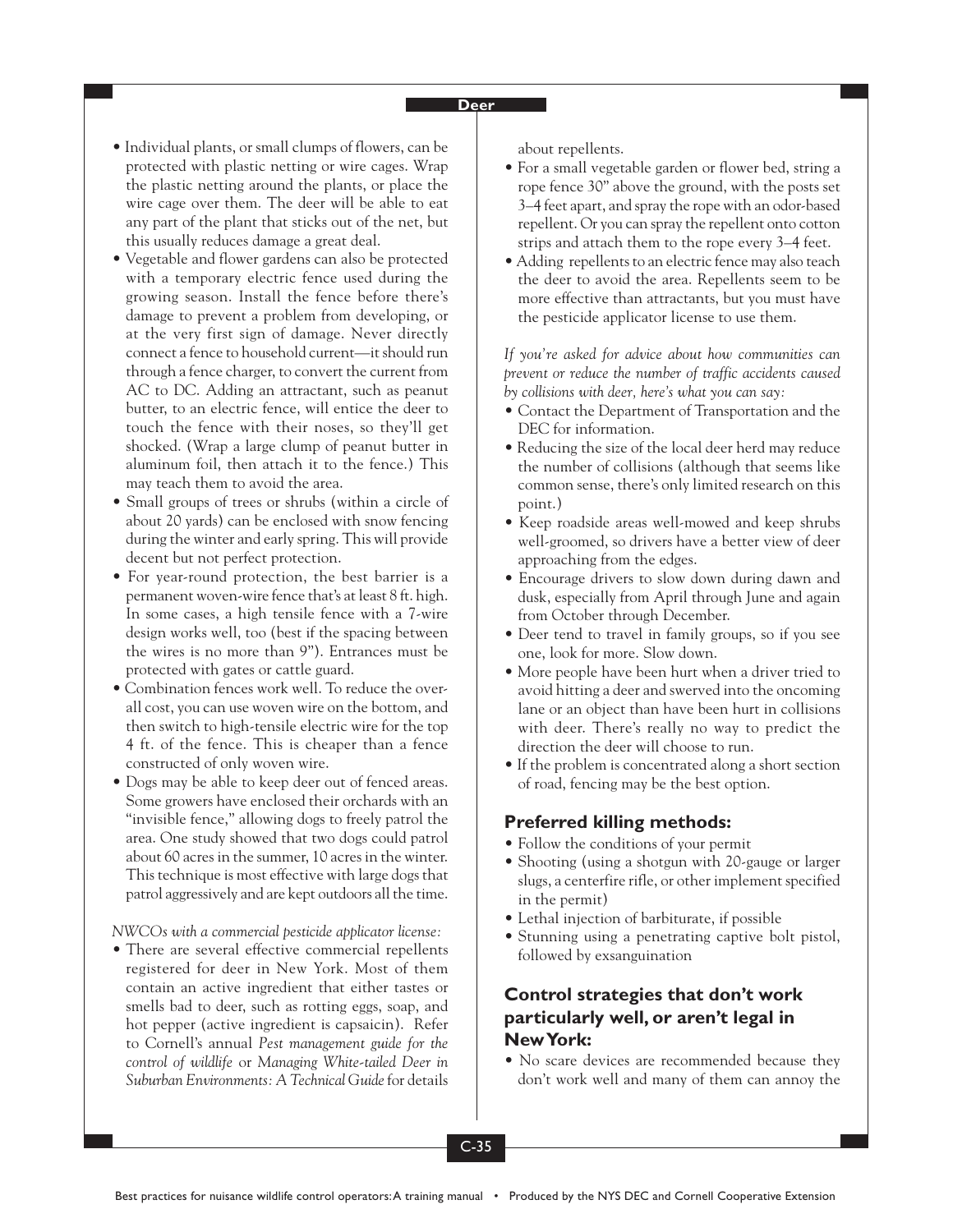- Individual plants, or small clumps of flowers, can be protected with plastic netting or wire cages. Wrap the plastic netting around the plants, or place the wire cage over them. The deer will be able to eat any part of the plant that sticks out of the net, but this usually reduces damage a great deal.
- Vegetable and flower gardens can also be protected with a temporary electric fence used during the growing season. Install the fence before there's damage to prevent a problem from developing, or at the very first sign of damage. Never directly connect a fence to household current—it should run through a fence charger, to convert the current from AC to DC. Adding an attractant, such as peanut butter, to an electric fence, will entice the deer to touch the fence with their noses, so they'll get shocked. (Wrap a large clump of peanut butter in aluminum foil, then attach it to the fence.) This may teach them to avoid the area.
- Small groups of trees or shrubs (within a circle of about 20 yards) can be enclosed with snow fencing during the winter and early spring. This will provide decent but not perfect protection.
- For year-round protection, the best barrier is a permanent woven-wire fence that's at least 8 ft. high. In some cases, a high tensile fence with a 7-wire design works well, too (best if the spacing between the wires is no more than 9"). Entrances must be protected with gates or cattle guard.
- Combination fences work well. To reduce the overall cost, you can use woven wire on the bottom, and then switch to high-tensile electric wire for the top 4 ft. of the fence. This is cheaper than a fence constructed of only woven wire.
- Dogs may be able to keep deer out of fenced areas. Some growers have enclosed their orchards with an "invisible fence," allowing dogs to freely patrol the area. One study showed that two dogs could patrol about 60 acres in the summer, 10 acres in the winter. This technique is most effective with large dogs that patrol aggressively and are kept outdoors all the time.

*NWCOs with a commercial pesticide applicator license:*

- There are several effective commercial repellents registered for deer in New York. Most of them contain an active ingredient that either tastes or smells bad to deer, such as rotting eggs, soap, and hot pepper (active ingredient is capsaicin). Refer to Cornell's annual *Pest management guide for the control of wildlife* or *Managing White-tailed Deer in Suburban Environments: A Technical Guide* for details about repellents.
- For a small vegetable garden or flower bed, string a rope fence 30" above the ground, with the posts set 3–4 feet apart, and spray the rope with an odor-based repellent. Or you can spray the repellent onto cotton strips and attach them to the rope every 3–4 feet.
- Adding repellents to an electric fence may also teach the deer to avoid the area. Repellents seem to be more effective than attractants, but you must have the pesticide applicator license to use them.

*If you're asked for advice about how communities can prevent or reduce the number of traffic accidents caused by collisions with deer, here's what you can say:*

- Contact the Department of Transportation and the DEC for information.
- Reducing the size of the local deer herd may reduce the number of collisions (although that seems like common sense, there's only limited research on this point.)
- Keep roadside areas well-mowed and keep shrubs well-groomed, so drivers have a better view of deer approaching from the edges.
- Encourage drivers to slow down during dawn and dusk, especially from April through June and again from October through December.
- Deer tend to travel in family groups, so if you see one, look for more. Slow down.
- More people have been hurt when a driver tried to avoid hitting a deer and swerved into the oncoming lane or an object than have been hurt in collisions with deer. There's really no way to predict the direction the deer will choose to run.
- If the problem is concentrated along a short section of road, fencing may be the best option.

## Preferred killing methods:

- Follow the conditions of your permit
- Shooting (using a shotgun with 20-gauge or larger slugs, a centerfire rifle, or other implement specified in the permit)
- Lethal injection of barbiturate, if possible
- Stunning using a penetrating captive bolt pistol, followed by exsanguination

## Control strategies that don't work particularly well, or aren't legal in New York:

- No scare devices are recommended because they don't work well and many of them can annoy the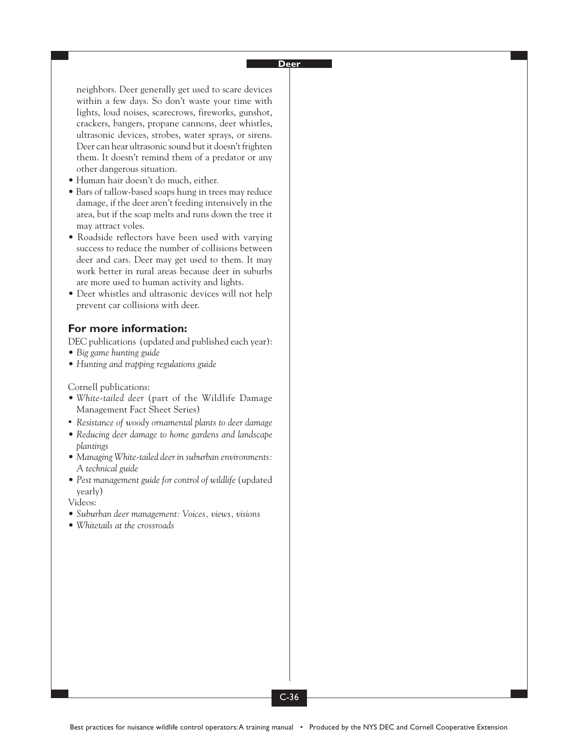neighbors. Deer generally get used to scare devices within a few days. So don't waste your time with lights, loud noises, scarecrows, fireworks, gunshot, crackers, bangers, propane cannons, deer whistles, ultrasonic devices, strobes, water sprays, or sirens. Deer can hear ultrasonic sound but it doesn't frighten them. It doesn't remind them of a predator or any other dangerous situation.

- Human hair doesn't do much, either.
- Bars of tallow-based soaps hung in trees may reduce damage, if the deer aren't feeding intensively in the area, but if the soap melts and runs down the tree it may attract voles.
- Roadside reflectors have been used with varying success to reduce the number of collisions between deer and cars. Deer may get used to them. It may work better in rural areas because deer in suburbs are more used to human activity and lights.
- Deer whistles and ultrasonic devices will not help prevent car collisions with deer.

## For more information:

DEC publications (updated and published each year):

- *Big game hunting guide*
- *Hunting and trapping regulations guide*

Cornell publications:

- *White-tailed deer* (part of the Wildlife Damage Management Fact Sheet Series)
- *Resistance of woody ornamental plants to deer damage*
- *Reducing deer damage to home gardens and landscape plantings*
- *Managing White-tailed deer in suburban environments: A technical guide*
- *Pest management guide for control of wildlife* (updated yearly)

Videos:

- *Suburban deer management: Voices, views, visions*
- *Whitetails at the crossroads*